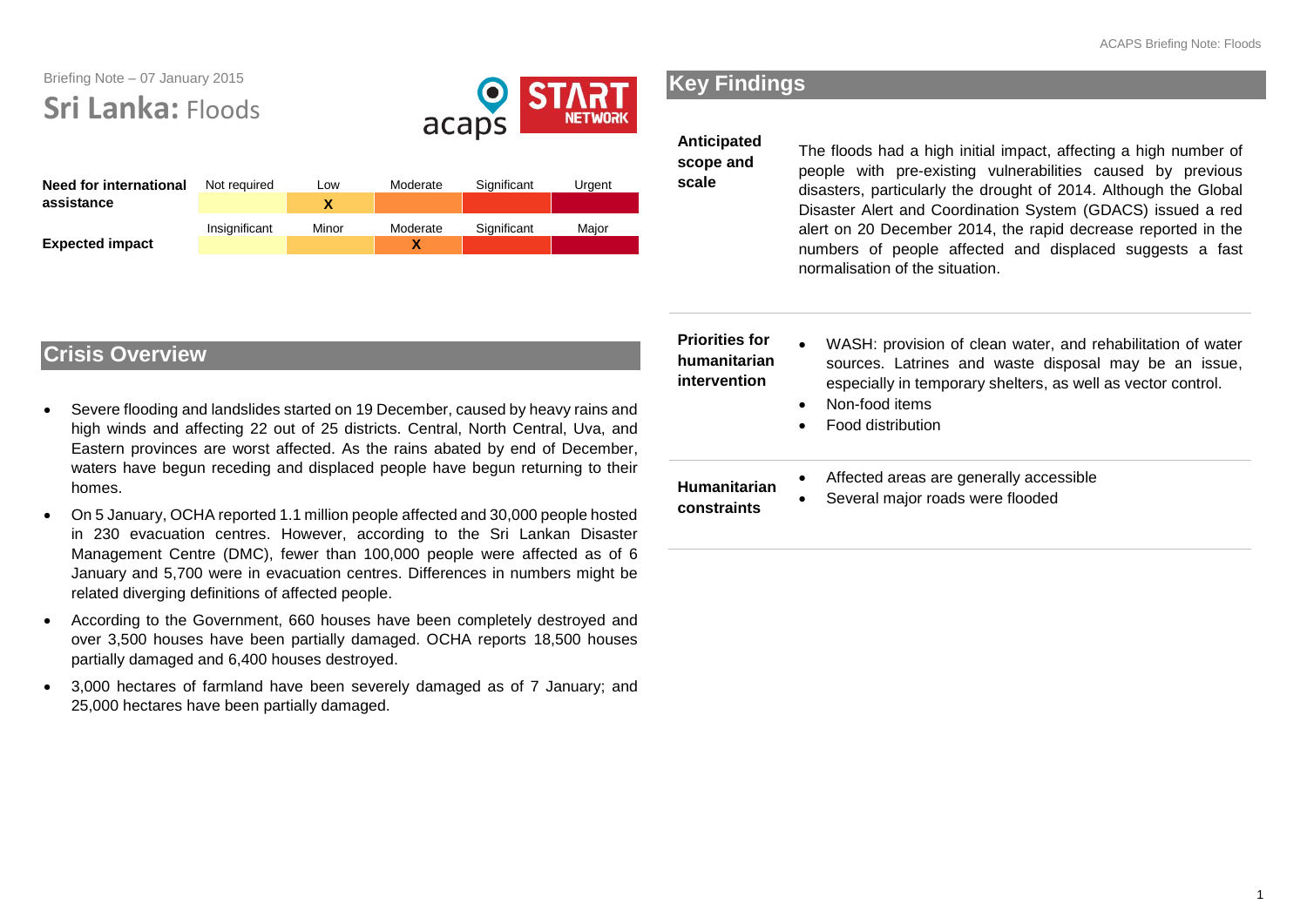Briefing Note – 07 January 2015

# Sri Lanka: Floods

| | Not required | Low | Moderate | Significant | Urgent |
|---|---|---|---|---|---|
| **Need for international assistance** | | X | | | |

| | Insignificant | Minor | Moderate | Significant | Major |
|---|---|---|---|---|---|
| **Expected impact** | | | X | | |

## Crisis Overview

- Severe flooding and landslides started on 19 December, caused by heavy rains and high winds and affecting 22 out of 25 districts. Central, North Central, Uva, and Eastern provinces are worst affected. As the rains abated by end of December, waters have begun receding and displaced people have begun returning to their homes.
- On 5 January, OCHA reported 1.1 million people affected and 30,000 people hosted in 230 evacuation centres. However, according to the Sri Lankan Disaster Management Centre (DMC), fewer than 100,000 people were affected as of 6 January and 5,700 were in evacuation centres. Differences in numbers might be related diverging definitions of affected people.
- According to the Government, 660 houses have been completely destroyed and over 3,500 houses have been partially damaged. OCHA reports 18,500 houses partially damaged and 6,400 houses destroyed.
- 3,000 hectares of farmland have been severely damaged as of 7 January; and 25,000 hectares have been partially damaged.

## Key Findings

**Anticipated scope and scale**

The floods had a high initial impact, affecting a high number of people with pre-existing vulnerabilities caused by previous disasters, particularly the drought of 2014. Although the Global Disaster Alert and Coordination System (GDACS) issued a red alert on 20 December 2014, the rapid decrease reported in the numbers of people affected and displaced suggests a fast normalisation of the situation.

**Priorities for humanitarian intervention**

- WASH: provision of clean water, and rehabilitation of water sources. Latrines and waste disposal may be an issue, especially in temporary shelters, as well as vector control.
- Non-food items
- Food distribution

**Humanitarian constraints**

- Affected areas are generally accessible
- Several major roads were flooded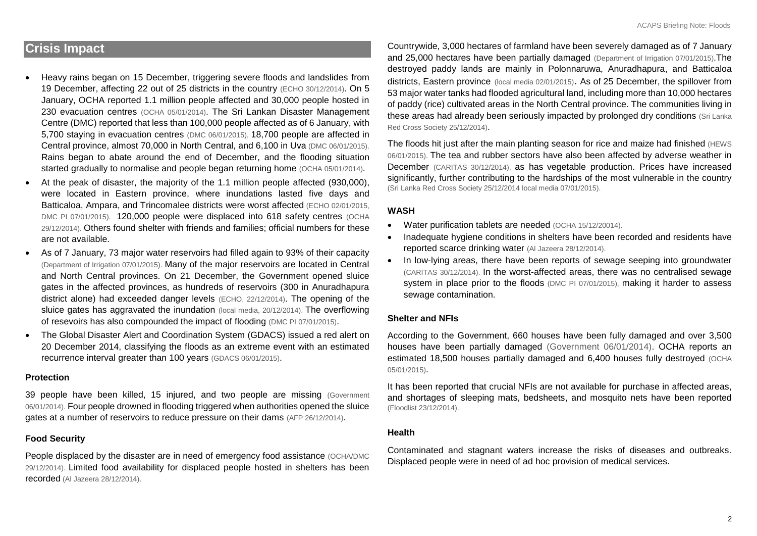## Crisis Impact

- Heavy rains began on 15 December, triggering severe floods and landslides from 19 December, affecting 22 out of 25 districts in the country (ECHO 30/12/2014). On 5 January, OCHA reported 1.1 million people affected and 30,000 people hosted in 230 evacuation centres (OCHA 05/01/2014). The Sri Lankan Disaster Management Centre (DMC) reported that less than 100,000 people affected as of 6 January, with 5,700 staying in evacuation centres (DMC 06/01/2015). 18,700 people are affected in Central province, almost 70,000 in North Central, and 6,100 in Uva (DMC 06/01/2015). Rains began to abate around the end of December, and the flooding situation started gradually to normalise and people began returning home (OCHA 05/01/2014).
- At the peak of disaster, the majority of the 1.1 million people affected (930,000), were located in Eastern province, where inundations lasted five days and Batticaloa, Ampara, and Trincomalee districts were worst affected (ECHO 02/01/2015, DMC PI 07/01/2015). 120,000 people were displaced into 618 safety centres (OCHA 29/12/2014). Others found shelter with friends and families; official numbers for these are not available.
- As of 7 January, 73 major water reservoirs had filled again to 93% of their capacity (Department of Irrigation 07/01/2015). Many of the major reservoirs are located in Central and North Central provinces. On 21 December, the Government opened sluice gates in the affected provinces, as hundreds of reservoirs (300 in Anuradhapura district alone) had exceeded danger levels (ECHO, 22/12/2014). The opening of the sluice gates has aggravated the inundation (local media, 20/12/2014). The overflowing of resevoirs has also compounded the impact of flooding (DMC PI 07/01/2015).
- The Global Disaster Alert and Coordination System (GDACS) issued a red alert on 20 December 2014, classifying the floods as an extreme event with an estimated recurrence interval greater than 100 years (GDACS 06/01/2015).

### Protection

39 people have been killed, 15 injured, and two people are missing (Government 06/01/2014). Four people drowned in flooding triggered when authorities opened the sluice gates at a number of reservoirs to reduce pressure on their dams (AFP 26/12/2014).

### Food Security

People displaced by the disaster are in need of emergency food assistance (OCHA/DMC 29/12/2014). Limited food availability for displaced people hosted in shelters has been recorded (Al Jazeera 28/12/2014).

Countrywide, 3,000 hectares of farmland have been severely damaged as of 7 January and 25,000 hectares have been partially damaged (Department of Irrigation 07/01/2015).The destroyed paddy lands are mainly in Polonnaruwa, Anuradhapura, and Batticaloa districts, Eastern province (local media 02/01/2015). As of 25 December, the spillover from 53 major water tanks had flooded agricultural land, including more than 10,000 hectares of paddy (rice) cultivated areas in the North Central province. The communities living in these areas had already been seriously impacted by prolonged dry conditions (Sri Lanka Red Cross Society 25/12/2014).

The floods hit just after the main planting season for rice and maize had finished (HEWS 06/01/2015). The tea and rubber sectors have also been affected by adverse weather in December (CARITAS 30/12/2014), as has vegetable production. Prices have increased significantly, further contributing to the hardships of the most vulnerable in the country (Sri Lanka Red Cross Society 25/12/2014 local media 07/01/2015).

### WASH

- Water purification tablets are needed (OCHA 15/12/20014).
- Inadequate hygiene conditions in shelters have been recorded and residents have reported scarce drinking water (Al Jazeera 28/12/2014).
- In low-lying areas, there have been reports of sewage seeping into groundwater (CARITAS 30/12/2014). In the worst-affected areas, there was no centralised sewage system in place prior to the floods (DMC PI 07/01/2015), making it harder to assess sewage contamination.

### Shelter and NFIs

According to the Government, 660 houses have been fully damaged and over 3,500 houses have been partially damaged (Government 06/01/2014). OCHA reports an estimated 18,500 houses partially damaged and 6,400 houses fully destroyed (OCHA 05/01/2015).

It has been reported that crucial NFIs are not available for purchase in affected areas, and shortages of sleeping mats, bedsheets, and mosquito nets have been reported (Floodlist 23/12/2014).

### Health

Contaminated and stagnant waters increase the risks of diseases and outbreaks. Displaced people were in need of ad hoc provision of medical services.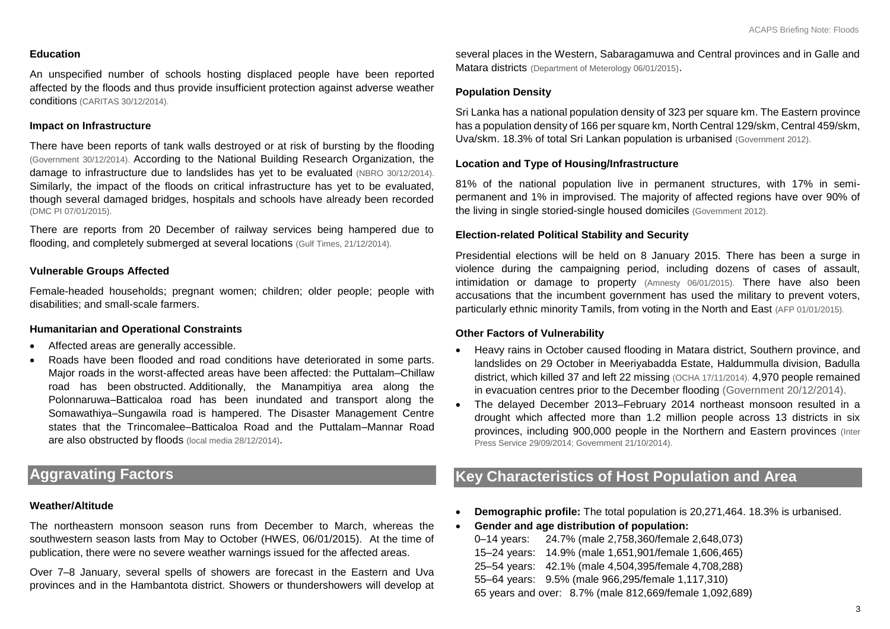### Education

An unspecified number of schools hosting displaced people have been reported affected by the floods and thus provide insufficient protection against adverse weather conditions (CARITAS 30/12/2014).

### Impact on Infrastructure

There have been reports of tank walls destroyed or at risk of bursting by the flooding (Government 30/12/2014). According to the National Building Research Organization, the damage to infrastructure due to landslides has yet to be evaluated (NBRO 30/12/2014). Similarly, the impact of the floods on critical infrastructure has yet to be evaluated, though several damaged bridges, hospitals and schools have already been recorded (DMC PI 07/01/2015).

There are reports from 20 December of railway services being hampered due to flooding, and completely submerged at several locations (Gulf Times, 21/12/2014).

### Vulnerable Groups Affected

Female-headed households; pregnant women; children; older people; people with disabilities; and small-scale farmers.

### Humanitarian and Operational Constraints

- Affected areas are generally accessible.
- Roads have been flooded and road conditions have deteriorated in some parts. Major roads in the worst-affected areas have been affected: the Puttalam–Chillaw road has been obstructed. Additionally, the Manampitiya area along the Polonnaruwa–Batticaloa road has been inundated and transport along the Somawathiya–Sungawila road is hampered. The Disaster Management Centre states that the Trincomalee–Batticaloa Road and the Puttalam–Mannar Road are also obstructed by floods (local media 28/12/2014).

## Aggravating Factors

### Weather/Altitude

The northeastern monsoon season runs from December to March, whereas the southwestern season lasts from May to October (HWES, 06/01/2015). At the time of publication, there were no severe weather warnings issued for the affected areas.

Over 7–8 January, several spells of showers are forecast in the Eastern and Uva provinces and in the Hambantota district. Showers or thundershowers will develop at several places in the Western, Sabaragamuwa and Central provinces and in Galle and Matara districts (Department of Meterology 06/01/2015).

### Population Density

Sri Lanka has a national population density of 323 per square km. The Eastern province has a population density of 166 per square km, North Central 129/skm, Central 459/skm, Uva/skm. 18.3% of total Sri Lankan population is urbanised (Government 2012).

### Location and Type of Housing/Infrastructure

81% of the national population live in permanent structures, with 17% in semi-permanent and 1% in improvised. The majority of affected regions have over 90% of the living in single storied-single housed domiciles (Government 2012).

### Election-related Political Stability and Security

Presidential elections will be held on 8 January 2015. There has been a surge in violence during the campaigning period, including dozens of cases of assault, intimidation or damage to property (Amnesty 06/01/2015). There have also been accusations that the incumbent government has used the military to prevent voters, particularly ethnic minority Tamils, from voting in the North and East (AFP 01/01/2015).

### Other Factors of Vulnerability

- Heavy rains in October caused flooding in Matara district, Southern province, and landslides on 29 October in Meeriyabadda Estate, Haldummulla division, Badulla district, which killed 37 and left 22 missing (OCHA 17/11/2014). 4,970 people remained in evacuation centres prior to the December flooding (Government 20/12/2014).
- The delayed December 2013–February 2014 northeast monsoon resulted in a drought which affected more than 1.2 million people across 13 districts in six provinces, including 900,000 people in the Northern and Eastern provinces (Inter Press Service 29/09/2014; Government 21/10/2014).

## Key Characteristics of Host Population and Area

- **Demographic profile:** The total population is 20,271,464. 18.3% is urbanised.
- **Gender and age distribution of population:**
  0–14 years: 24.7% (male 2,758,360/female 2,648,073)
  15–24 years: 14.9% (male 1,651,901/female 1,606,465)
  25–54 years: 42.1% (male 4,504,395/female 4,708,288)
  55–64 years: 9.5% (male 966,295/female 1,117,310)
  65 years and over: 8.7% (male 812,669/female 1,092,689)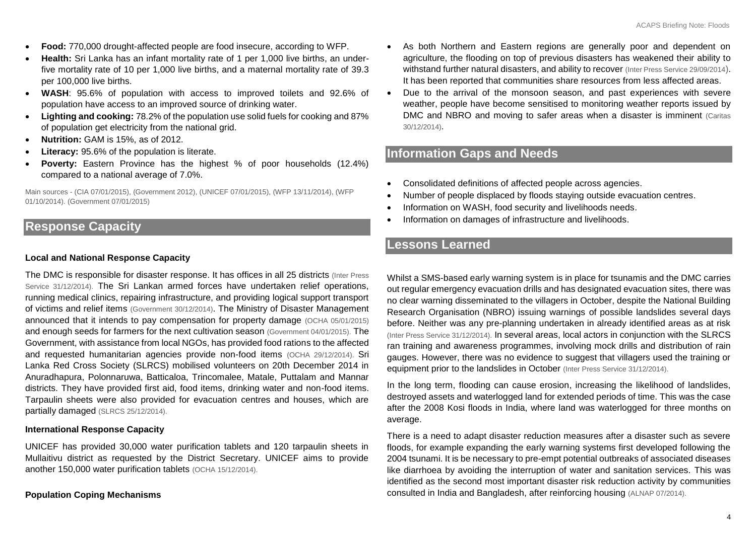- **Food:** 770,000 drought-affected people are food insecure, according to WFP.
- **Health:** Sri Lanka has an infant mortality rate of 1 per 1,000 live births, an under-five mortality rate of 10 per 1,000 live births, and a maternal mortality rate of 39.3 per 100,000 live births.
- **WASH**: 95.6% of population with access to improved toilets and 92.6% of population have access to an improved source of drinking water.
- **Lighting and cooking:** 78.2% of the population use solid fuels for cooking and 87% of population get electricity from the national grid.
- **Nutrition:** GAM is 15%, as of 2012.
- **Literacy:** 95.6% of the population is literate.
- **Poverty:** Eastern Province has the highest % of poor households (12.4%) compared to a national average of 7.0%.

Main sources - (CIA 07/01/2015), (Government 2012), (UNICEF 07/01/2015), (WFP 13/11/2014), (WFP 01/10/2014). (Government 07/01/2015)

## Response Capacity

### Local and National Response Capacity

The DMC is responsible for disaster response. It has offices in all 25 districts (Inter Press Service 31/12/2014). The Sri Lankan armed forces have undertaken relief operations, running medical clinics, repairing infrastructure, and providing logical support transport of victims and relief items (Government 30/12/2014). The Ministry of Disaster Management announced that it intends to pay compensation for property damage (OCHA 05/01/2015) and enough seeds for farmers for the next cultivation season (Government 04/01/2015). The Government, with assistance from local NGOs, has provided food rations to the affected and requested humanitarian agencies provide non-food items (OCHA 29/12/2014). Sri Lanka Red Cross Society (SLRCS) mobilised volunteers on 20th December 2014 in Anuradhapura, Polonnaruwa, Batticaloa, Trincomalee, Matale, Puttalam and Mannar districts. They have provided first aid, food items, drinking water and non-food items. Tarpaulin sheets were also provided for evacuation centres and houses, which are partially damaged (SLRCS 25/12/2014).

### International Response Capacity

UNICEF has provided 30,000 water purification tablets and 120 tarpaulin sheets in Mullaitivu district as requested by the District Secretary. UNICEF aims to provide another 150,000 water purification tablets (OCHA 15/12/2014).

### Population Coping Mechanisms

- As both Northern and Eastern regions are generally poor and dependent on agriculture, the flooding on top of previous disasters has weakened their ability to withstand further natural disasters, and ability to recover (Inter Press Service 29/09/2014). It has been reported that communities share resources from less affected areas.
- Due to the arrival of the monsoon season, and past experiences with severe weather, people have become sensitised to monitoring weather reports issued by DMC and NBRO and moving to safer areas when a disaster is imminent (Caritas 30/12/2014).

## Information Gaps and Needs

- Consolidated definitions of affected people across agencies.
- Number of people displaced by floods staying outside evacuation centres.
- Information on WASH, food security and livelihoods needs.
- Information on damages of infrastructure and livelihoods.

## Lessons Learned

Whilst a SMS-based early warning system is in place for tsunamis and the DMC carries out regular emergency evacuation drills and has designated evacuation sites, there was no clear warning disseminated to the villagers in October, despite the National Building Research Organisation (NBRO) issuing warnings of possible landslides several days before. Neither was any pre-planning undertaken in already identified areas as at risk (Inter Press Service 31/12/2014). In several areas, local actors in conjunction with the SLRCS ran training and awareness programmes, involving mock drills and distribution of rain gauges. However, there was no evidence to suggest that villagers used the training or equipment prior to the landslides in October (Inter Press Service 31/12/2014).

In the long term, flooding can cause erosion, increasing the likelihood of landslides, destroyed assets and waterlogged land for extended periods of time. This was the case after the 2008 Kosi floods in India, where land was waterlogged for three months on average.

There is a need to adapt disaster reduction measures after a disaster such as severe floods, for example expanding the early warning systems first developed following the 2004 tsunami. It is be necessary to pre-empt potential outbreaks of associated diseases like diarrhoea by avoiding the interruption of water and sanitation services. This was identified as the second most important disaster risk reduction activity by communities consulted in India and Bangladesh, after reinforcing housing (ALNAP 07/2014).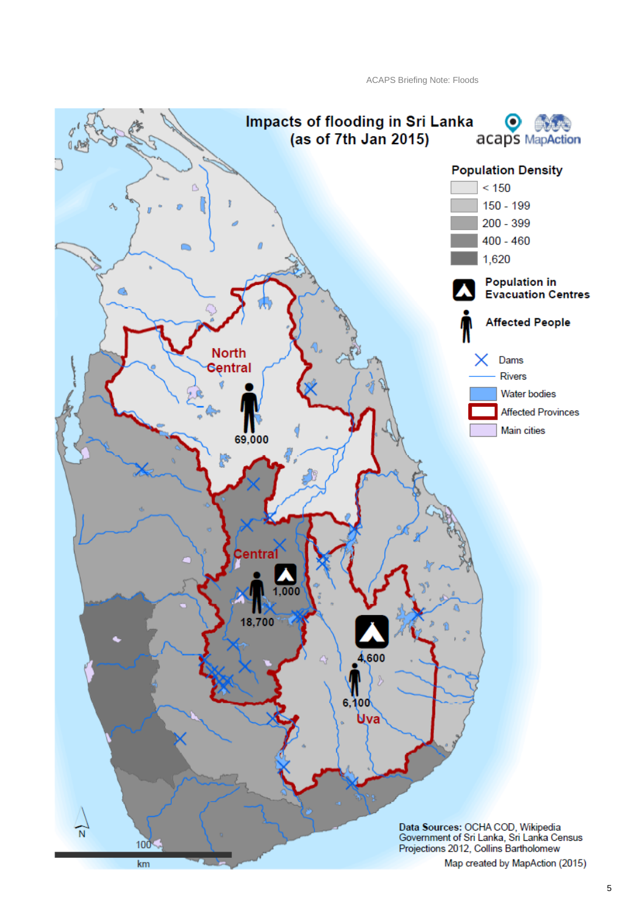# Impacts of flooding in Sri Lanka (as of 7th Jan 2015)

acaps MapAction

**Population Density**
- < 150
- 150 - 199
- 200 - 399
- 400 - 460
- 1,620

**Population in Evacuation Centres**

**Affected People**

Dams
Rivers
Water bodies
Affected Provinces
Main cities

North Central
69,000

Central
1,000
18,700

Uva
4,600
6,100

N

100
km

**Data Sources:** OCHA COD, Wikipedia
Government of Sri Lanka, Sri Lanka Census
Projections 2012, Collins Bartholomew

Map created by MapAction (2015)